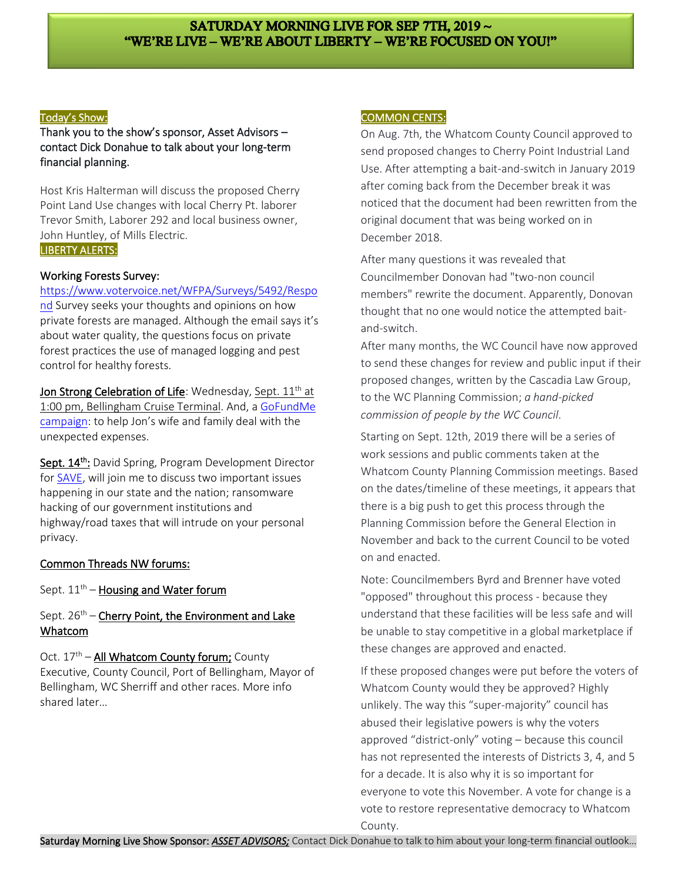# SATURDAY MORNING LIVE FOR SEP 7TH, 2019 ~ "WE'RE LIVE – WE'RE ABOUT LIBERTY – WE'RE FOCUSED ON YOU!"

## Today's Show:

Thank you to the show's sponsor, Asset Advisors – contact Dick Donahue to talk about your long-term financial planning.

Host Kris Halterman will discuss the proposed Cherry Point Land Use changes with local Cherry Pt. laborer Trevor Smith, Laborer 292 and local business owner, John Huntley, of Mills Electric.

## LIBERTY ALERTS:

**Working Forests Survey:** https://www.votervoice.net/WFPA/Surveys/5492/Respond Survey seeks your thoughts and opinions on how private forests are managed. Although the email says it's about water quality, the questions focus on private forest practices the use of managed logging and pest control for healthy forests.

**Jon Strong Celebration of Life**: Wednesday, Sept. 11th at 1:00 pm, Bellingham Cruise Terminal. And, a GoFundMe campaign: to help Jon's wife and family deal with the unexpected expenses.

**Sept. 14th:** David Spring, Program Development Director for SAVE, will join me to discuss two important issues happening in our state and the nation; ransomware hacking of our government institutions and highway/road taxes that will intrude on your personal privacy.

**Common Threads NW forums:**

Sept. 11th – Housing and Water forum

Sept. 26th – Cherry Point, the Environment and Lake Whatcom

Oct. 17th – All Whatcom County forum; County Executive, County Council, Port of Bellingham, Mayor of Bellingham, WC Sherriff and other races. More info shared later…

## COMMON CENTS:

On Aug. 7th, the Whatcom County Council approved to send proposed changes to Cherry Point Industrial Land Use. After attempting a bait-and-switch in January 2019 after coming back from the December break it was noticed that the document had been rewritten from the original document that was being worked on in December 2018.

After many questions it was revealed that Councilmember Donovan had "two-non council members" rewrite the document. Apparently, Donovan thought that no one would notice the attempted bait-and-switch.

After many months, the WC Council have now approved to send these changes for review and public input if their proposed changes, written by the Cascadia Law Group, to the WC Planning Commission; *a hand-picked commission of people by the WC Council*.

Starting on Sept. 12th, 2019 there will be a series of work sessions and public comments taken at the Whatcom County Planning Commission meetings. Based on the dates/timeline of these meetings, it appears that there is a big push to get this process through the Planning Commission before the General Election in November and back to the current Council to be voted on and enacted.

Note: Councilmembers Byrd and Brenner have voted "opposed" throughout this process - because they understand that these facilities will be less safe and will be unable to stay competitive in a global marketplace if these changes are approved and enacted.

If these proposed changes were put before the voters of Whatcom County would they be approved? Highly unlikely. The way this "super-majority" council has abused their legislative powers is why the voters approved "district-only" voting – because this council has not represented the interests of Districts 3, 4, and 5 for a decade. It is also why it is so important for everyone to vote this November. A vote for change is a vote to restore representative democracy to Whatcom County.

Saturday Morning Live Show Sponsor: ***ASSET ADVISORS;*** Contact Dick Donahue to talk to him about your long-term financial outlook…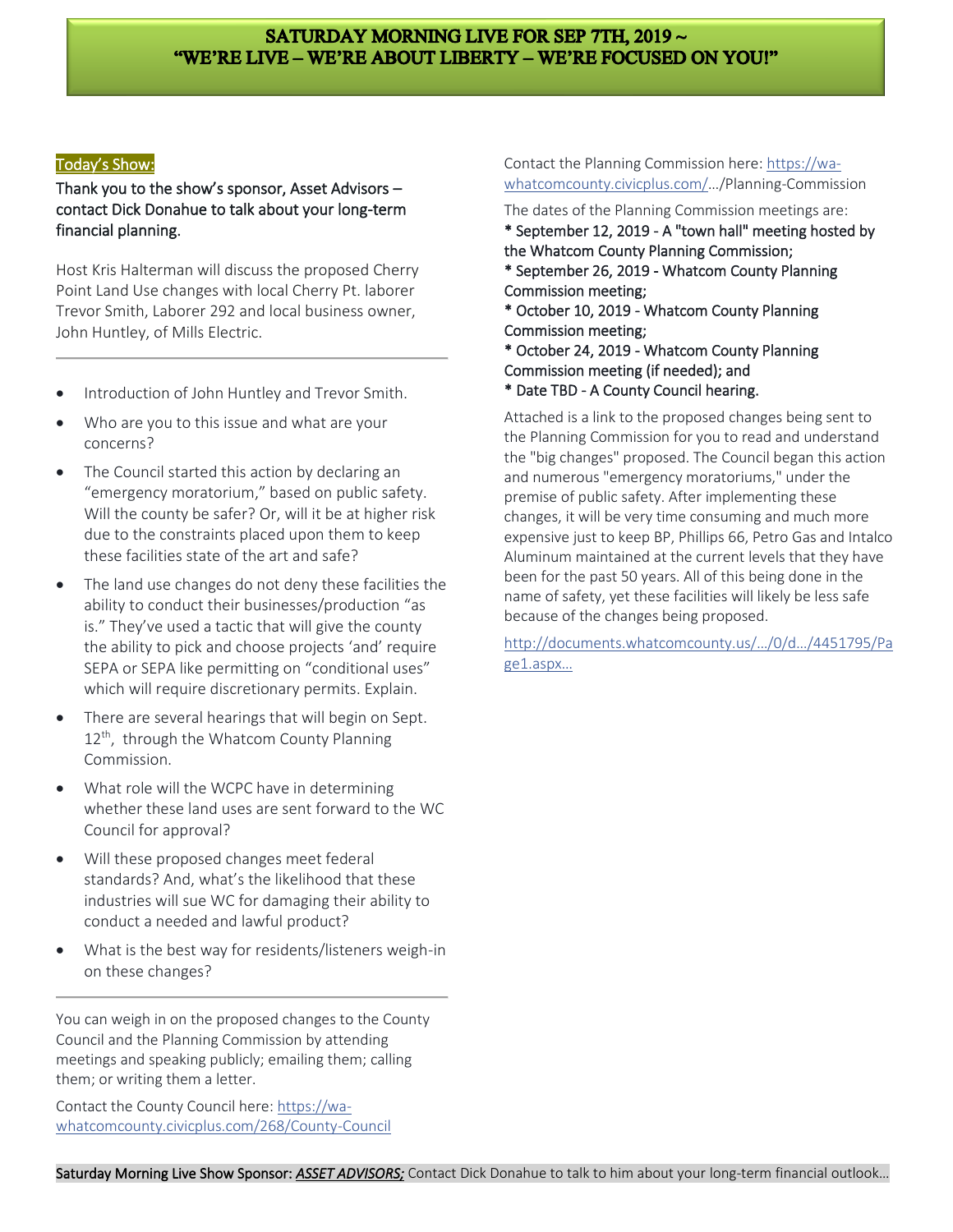# SATURDAY MORNING LIVE FOR SEP 7TH, 2019 ~
# "WE'RE LIVE – WE'RE ABOUT LIBERTY – WE'RE FOCUSED ON YOU!"

## Today's Show:

Thank you to the show's sponsor, Asset Advisors – contact Dick Donahue to talk about your long-term financial planning.

Host Kris Halterman will discuss the proposed Cherry Point Land Use changes with local Cherry Pt. laborer Trevor Smith, Laborer 292 and local business owner, John Huntley, of Mills Electric.

---

- Introduction of John Huntley and Trevor Smith.
- Who are you to this issue and what are your concerns?
- The Council started this action by declaring an "emergency moratorium," based on public safety. Will the county be safer? Or, will it be at higher risk due to the constraints placed upon them to keep these facilities state of the art and safe?
- The land use changes do not deny these facilities the ability to conduct their businesses/production "as is." They've used a tactic that will give the county the ability to pick and choose projects 'and' require SEPA or SEPA like permitting on "conditional uses" which will require discretionary permits. Explain.
- There are several hearings that will begin on Sept. 12th, through the Whatcom County Planning Commission.
- What role will the WCPC have in determining whether these land uses are sent forward to the WC Council for approval?
- Will these proposed changes meet federal standards? And, what's the likelihood that these industries will sue WC for damaging their ability to conduct a needed and lawful product?
- What is the best way for residents/listeners weigh-in on these changes?

---

You can weigh in on the proposed changes to the County Council and the Planning Commission by attending meetings and speaking publicly; emailing them; calling them; or writing them a letter.

Contact the County Council here: https://wa-whatcomcounty.civicplus.com/268/County-Council

Contact the Planning Commission here: https://wa-whatcomcounty.civicplus.com/.../Planning-Commission

The dates of the Planning Commission meetings are:
* September 12, 2019 - A "town hall" meeting hosted by the Whatcom County Planning Commission;
* September 26, 2019 - Whatcom County Planning Commission meeting;
* October 10, 2019 - Whatcom County Planning Commission meeting;
* October 24, 2019 - Whatcom County Planning Commission meeting (if needed); and
* Date TBD - A County Council hearing.

Attached is a link to the proposed changes being sent to the Planning Commission for you to read and understand the "big changes" proposed. The Council began this action and numerous "emergency moratoriums," under the premise of public safety. After implementing these changes, it will be very time consuming and much more expensive just to keep BP, Phillips 66, Petro Gas and Intalco Aluminum maintained at the current levels that they have been for the past 50 years. All of this being done in the name of safety, yet these facilities will likely be less safe because of the changes being proposed.

http://documents.whatcomcounty.us/.../0/d.../4451795/Page1.aspx...

Saturday Morning Live Show Sponsor: ***ASSET ADVISORS;*** Contact Dick Donahue to talk to him about your long-term financial outlook…